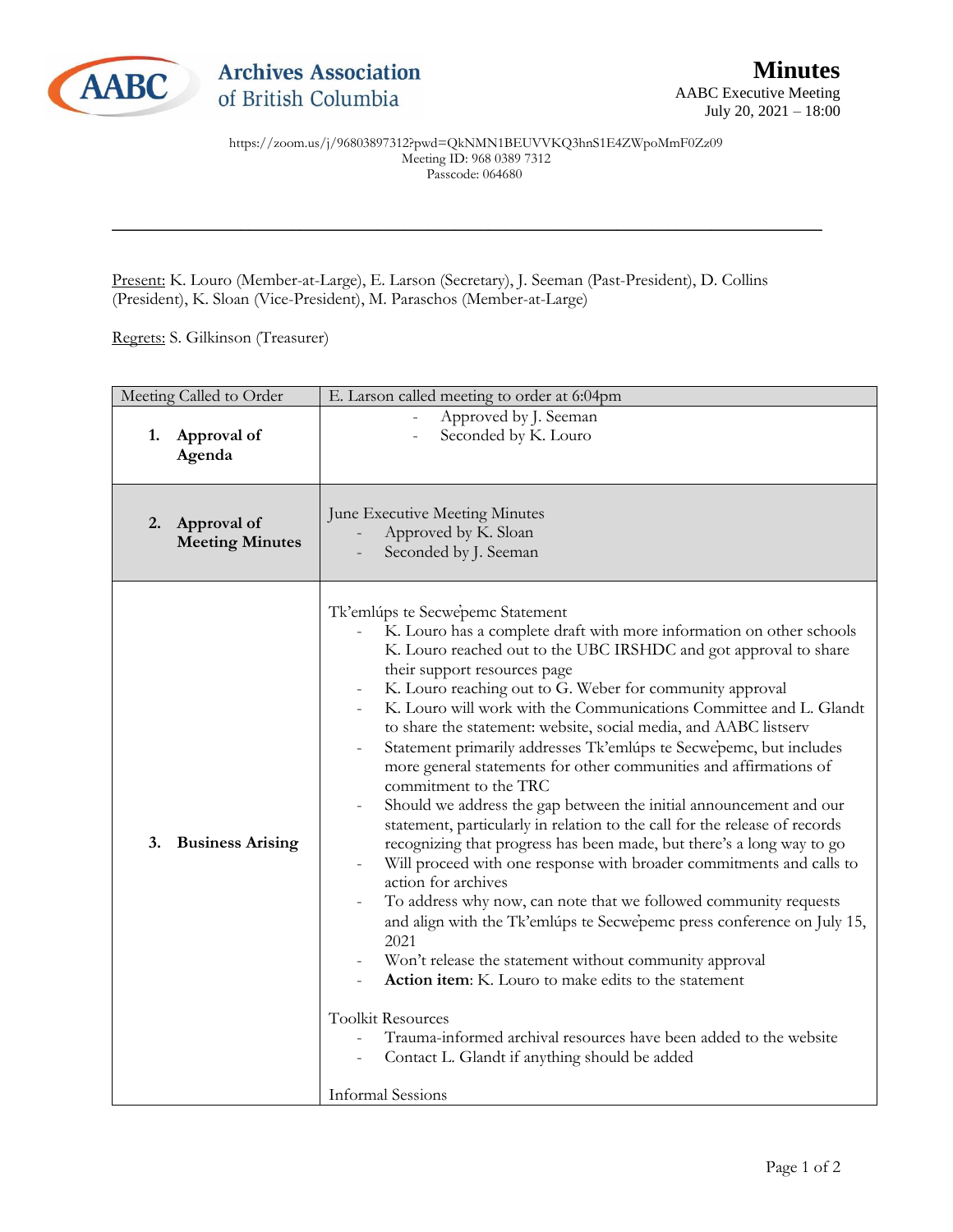Archives Association of British Columbia

# Minutes

AABC Executive Meeting
July 20, 2021 – 18:00

https://zoom.us/j/96803897312?pwd=QkNMN1BEUVVKQ3hnS1E4ZWpoMmF0Zz09
Meeting ID: 968 0389 7312
Passcode: 064680

---

Present: K. Louro (Member-at-Large), E. Larson (Secretary), J. Seeman (Past-President), D. Collins (President), K. Sloan (Vice-President), M. Paraschos (Member-at-Large)

Regrets: S. Gilkinson (Treasurer)

| Meeting Called to Order | E. Larson called meeting to order at 6:04pm |
|---|---|
| **1. Approval of Agenda** | - Approved by J. Seeman<br>- Seconded by K. Louro |
| **2. Approval of Meeting Minutes** | June Executive Meeting Minutes<br>- Approved by K. Sloan<br>- Seconded by J. Seeman |
| **3. Business Arising** | Tk'emlúps te Secwépemc Statement<br>- K. Louro has a complete draft with more information on other schools K. Louro reached out to the UBC IRSHDC and got approval to share their support resources page<br>- K. Louro reaching out to G. Weber for community approval<br>- K. Louro will work with the Communications Committee and L. Glandt to share the statement: website, social media, and AABC listserv<br>- Statement primarily addresses Tk'emlúps te Secwépemc, but includes more general statements for other communities and affirmations of commitment to the TRC<br>- Should we address the gap between the initial announcement and our statement, particularly in relation to the call for the release of records recognizing that progress has been made, but there's a long way to go<br>- Will proceed with one response with broader commitments and calls to action for archives<br>- To address why now, can note that we followed community requests and align with the Tk'emlúps te Secwépemc press conference on July 15, 2021<br>- Won't release the statement without community approval<br>- **Action item**: K. Louro to make edits to the statement<br><br>Toolkit Resources<br>- Trauma-informed archival resources have been added to the website<br>- Contact L. Glandt if anything should be added<br><br>Informal Sessions |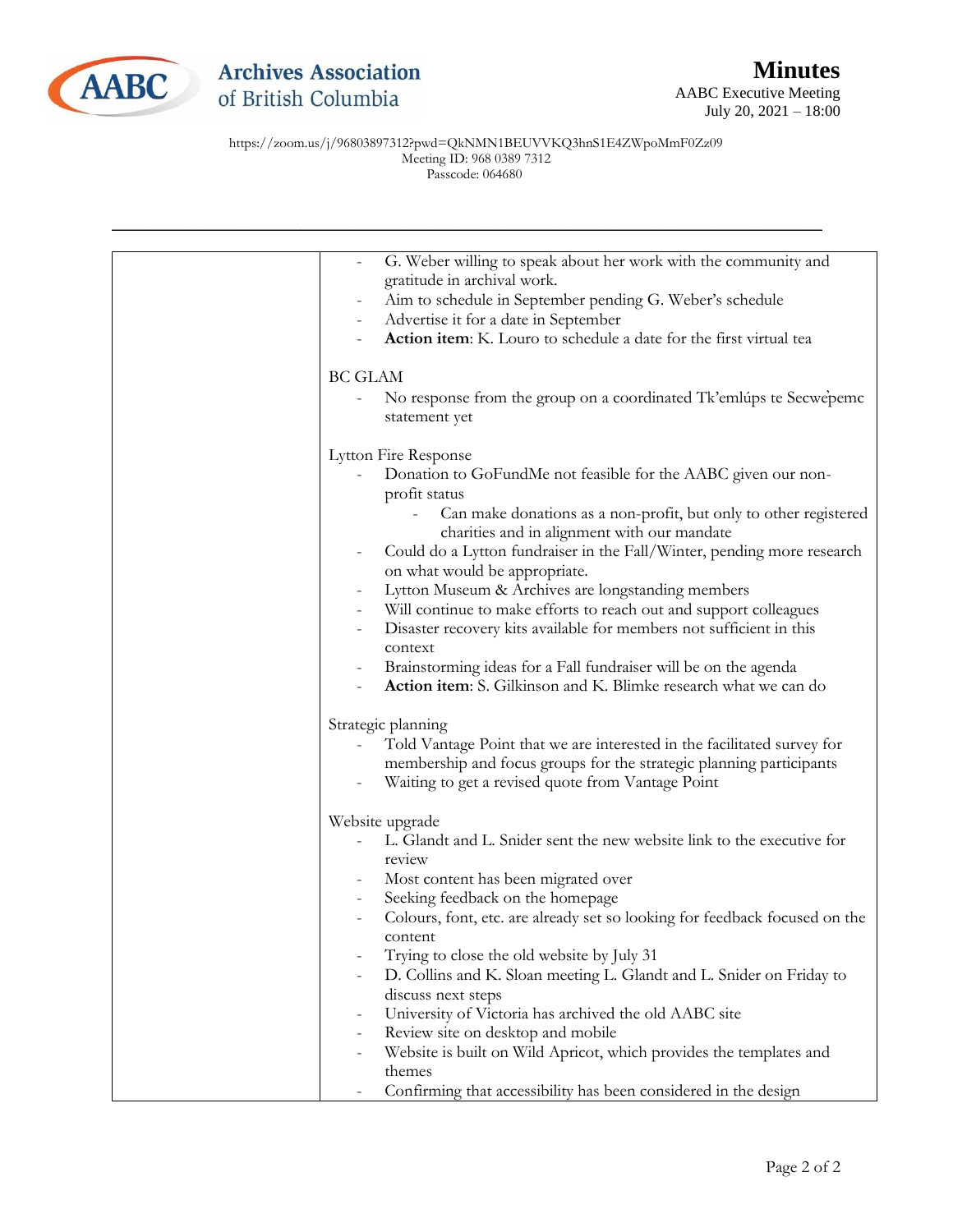- G. Weber willing to speak about her work with the community and gratitude in archival work.
- Aim to schedule in September pending G. Weber's schedule
- Advertise it for a date in September
- **Action item**: K. Louro to schedule a date for the first virtual tea

BC GLAM

- No response from the group on a coordinated Tk'emlúps te Secwe̓pemc statement yet

Lytton Fire Response

- Donation to GoFundMe not feasible for the AABC given our non-profit status
  - Can make donations as a non-profit, but only to other registered charities and in alignment with our mandate
- Could do a Lytton fundraiser in the Fall/Winter, pending more research on what would be appropriate.
- Lytton Museum & Archives are longstanding members
- Will continue to make efforts to reach out and support colleagues
- Disaster recovery kits available for members not sufficient in this context
- Brainstorming ideas for a Fall fundraiser will be on the agenda
- **Action item**: S. Gilkinson and K. Blimke research what we can do

Strategic planning

- Told Vantage Point that we are interested in the facilitated survey for membership and focus groups for the strategic planning participants
- Waiting to get a revised quote from Vantage Point

Website upgrade

- L. Glandt and L. Snider sent the new website link to the executive for review
- Most content has been migrated over
- Seeking feedback on the homepage
- Colours, font, etc. are already set so looking for feedback focused on the content
- Trying to close the old website by July 31
- D. Collins and K. Sloan meeting L. Glandt and L. Snider on Friday to discuss next steps
- University of Victoria has archived the old AABC site
- Review site on desktop and mobile
- Website is built on Wild Apricot, which provides the templates and themes
- Confirming that accessibility has been considered in the design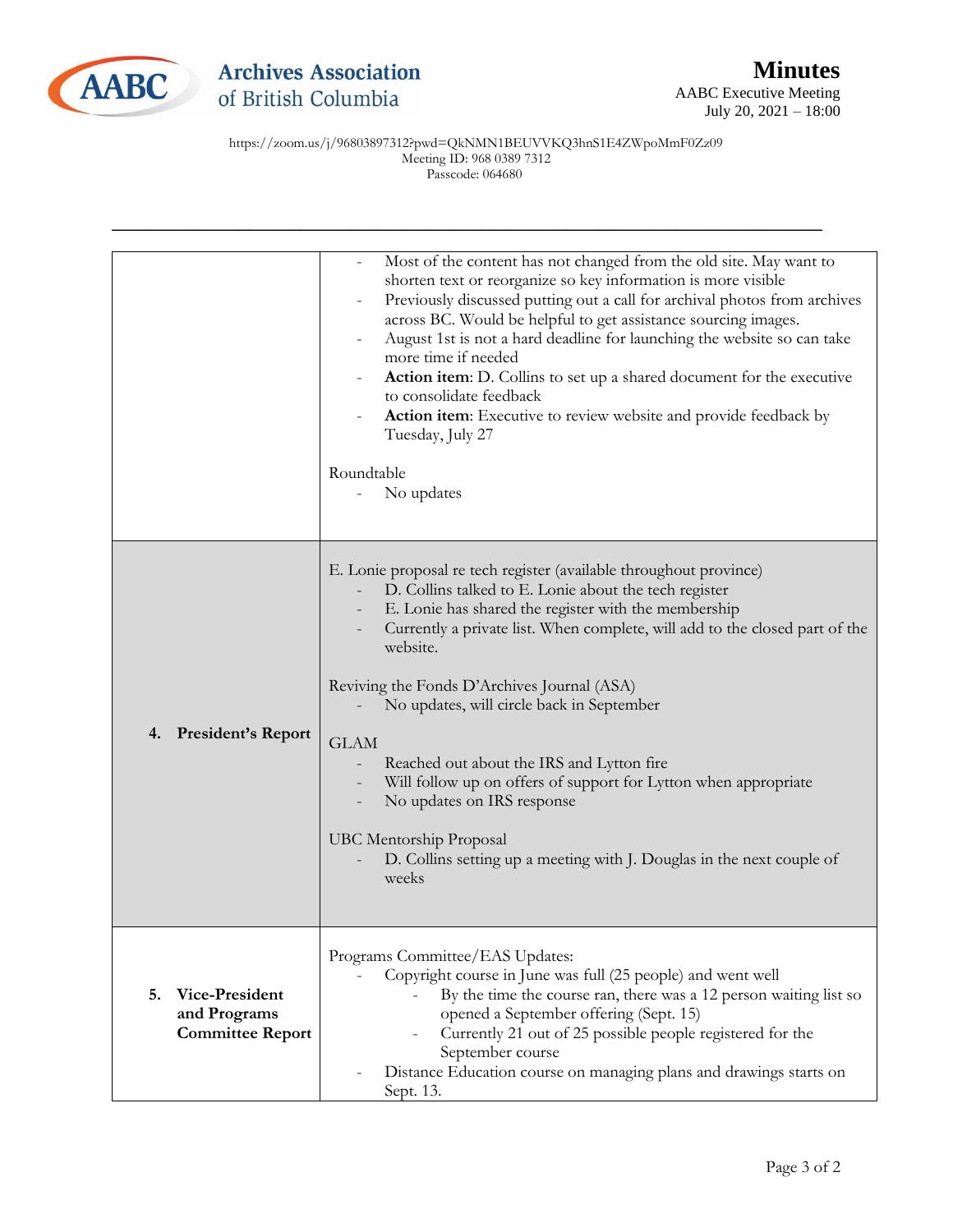| | |
|---|---|
| | - Most of the content has not changed from the old site. May want to shorten text or reorganize so key information is more visible<br>- Previously discussed putting out a call for archival photos from archives across BC. Would be helpful to get assistance sourcing images.<br>- August 1st is not a hard deadline for launching the website so can take more time if needed<br>- **Action item**: D. Collins to set up a shared document for the executive to consolidate feedback<br>- **Action item**: Executive to review website and provide feedback by Tuesday, July 27<br><br>Roundtable<br>- No updates |
| **4. President's Report** | E. Lonie proposal re tech register (available throughout province)<br>- D. Collins talked to E. Lonie about the tech register<br>- E. Lonie has shared the register with the membership<br>- Currently a private list. When complete, will add to the closed part of the website.<br><br>Reviving the Fonds D'Archives Journal (ASA)<br>- No updates, will circle back in September<br><br>GLAM<br>- Reached out about the IRS and Lytton fire<br>- Will follow up on offers of support for Lytton when appropriate<br>- No updates on IRS response<br><br>UBC Mentorship Proposal<br>- D. Collins setting up a meeting with J. Douglas in the next couple of weeks |
| **5. Vice-President and Programs Committee Report** | Programs Committee/EAS Updates:<br>- Copyright course in June was full (25 people) and went well<br>&nbsp;&nbsp;&nbsp;&nbsp;- By the time the course ran, there was a 12 person waiting list so opened a September offering (Sept. 15)<br>&nbsp;&nbsp;&nbsp;&nbsp;- Currently 21 out of 25 possible people registered for the September course<br>- Distance Education course on managing plans and drawings starts on Sept. 13. |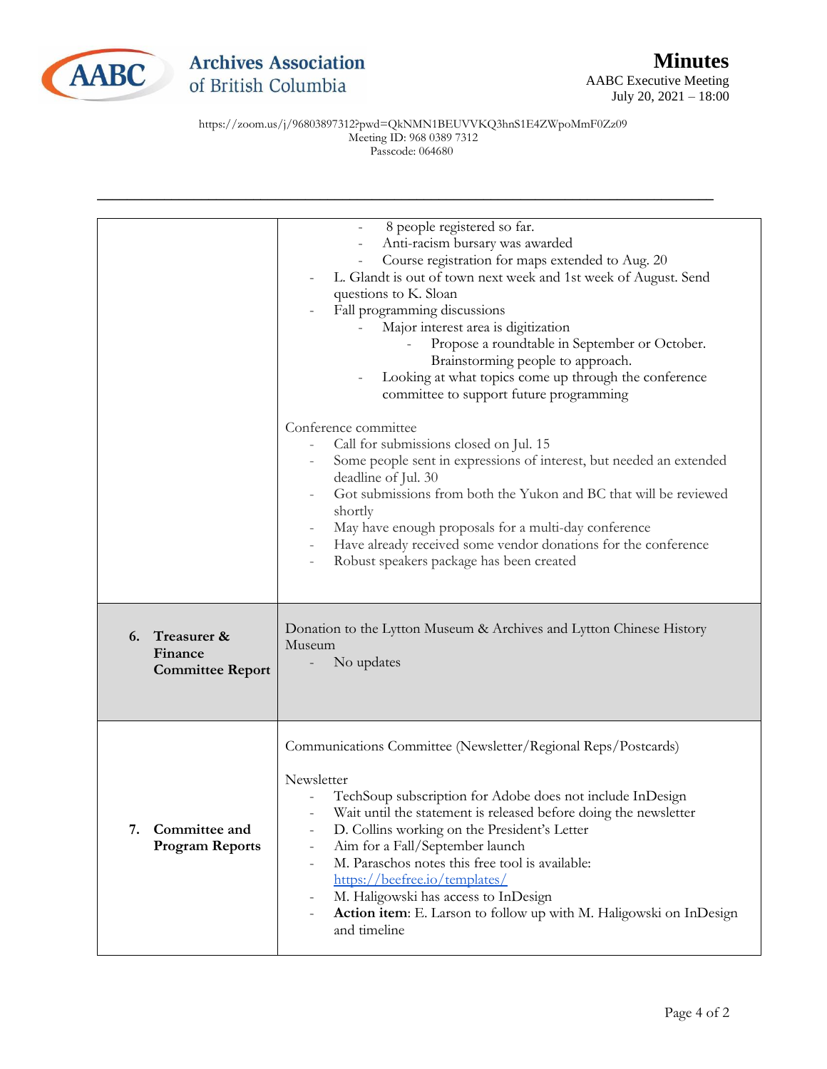| | |
|---|---|
| | - 8 people registered so far.<br>- Anti-racism bursary was awarded<br>- Course registration for maps extended to Aug. 20<br>- L. Glandt is out of town next week and 1st week of August. Send questions to K. Sloan<br>- Fall programming discussions<br>  - Major interest area is digitization<br>    - Propose a roundtable in September or October. Brainstorming people to approach.<br>  - Looking at what topics come up through the conference committee to support future programming<br><br>Conference committee<br>- Call for submissions closed on Jul. 15<br>- Some people sent in expressions of interest, but needed an extended deadline of Jul. 30<br>- Got submissions from both the Yukon and BC that will be reviewed shortly<br>- May have enough proposals for a multi-day conference<br>- Have already received some vendor donations for the conference<br>- Robust speakers package has been created |
| **6. Treasurer & Finance Committee Report** | Donation to the Lytton Museum & Archives and Lytton Chinese History Museum<br>- No updates |
| **7. Committee and Program Reports** | Communications Committee (Newsletter/Regional Reps/Postcards)<br><br>Newsletter<br>- TechSoup subscription for Adobe does not include InDesign<br>- Wait until the statement is released before doing the newsletter<br>- D. Collins working on the President's Letter<br>- Aim for a Fall/September launch<br>- M. Paraschos notes this free tool is available: [https://beefree.io/templates/](https://beefree.io/templates/)<br>- M. Haligowski has access to InDesign<br>- **Action item**: E. Larson to follow up with M. Haligowski on InDesign and timeline |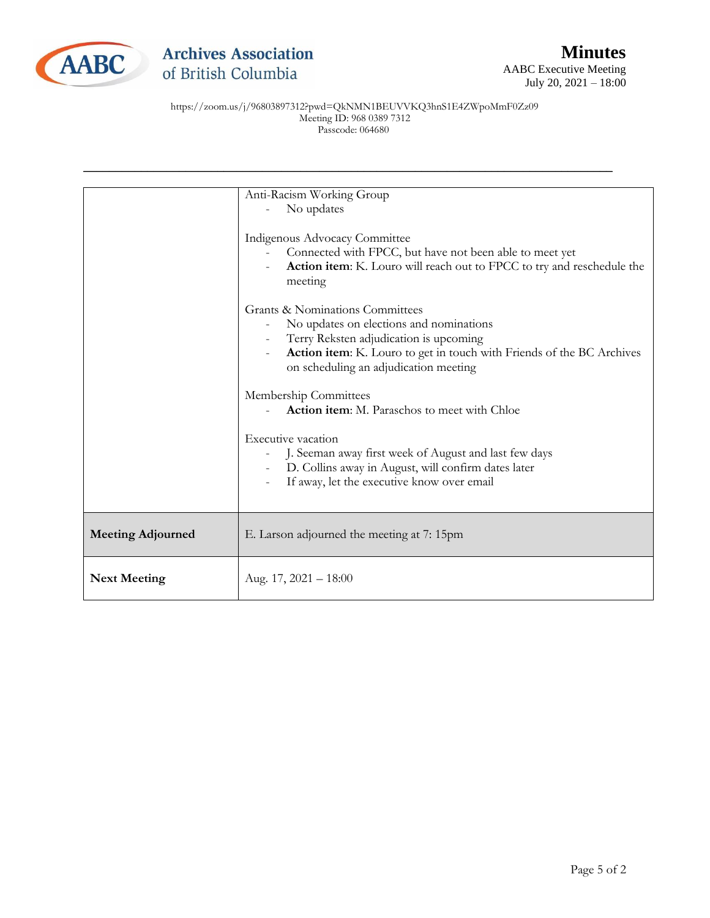**Minutes**

AABC Executive Meeting
July 20, 2021 – 18:00

https://zoom.us/j/96803897312?pwd=QkNMN1BEUVVKQ3hnS1E4ZWpoMmF0Zz09
Meeting ID: 968 0389 7312
Passcode: 064680

---

| | |
|---|---|
| | Anti-Racism Working Group<br>- No updates<br><br>Indigenous Advocacy Committee<br>- Connected with FPCC, but have not been able to meet yet<br>- **Action item**: K. Louro will reach out to FPCC to try and reschedule the meeting<br><br>Grants & Nominations Committees<br>- No updates on elections and nominations<br>- Terry Reksten adjudication is upcoming<br>- **Action item**: K. Louro to get in touch with Friends of the BC Archives on scheduling an adjudication meeting<br><br>Membership Committees<br>- **Action item**: M. Paraschos to meet with Chloe<br><br>Executive vacation<br>- J. Seeman away first week of August and last few days<br>- D. Collins away in August, will confirm dates later<br>- If away, let the executive know over email |
| **Meeting Adjourned** | E. Larson adjourned the meeting at 7: 15pm |
| **Next Meeting** | Aug. 17, 2021 – 18:00 |